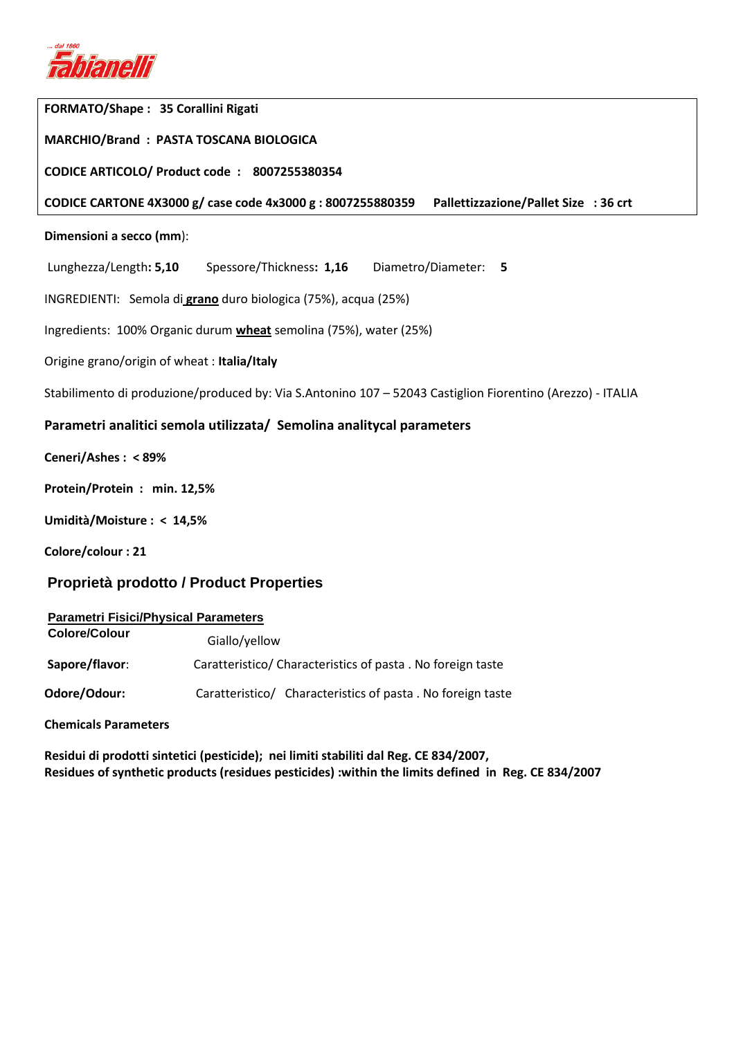**FORMATO/Shape : 35 Corallini Rigati**

**MARCHIO/Brand : PASTA TOSCANA BIOLOGICA**

**CODICE ARTICOLO/ Product code : 8007255380354**

**CODICE CARTONE 4X3000 g/ case code 4x3000 g : 8007255880359 Pallettizzazione/Pallet Size : 36 crt**

**Dimensioni a secco (mm)**:

Lunghezza/Length**: 5,10** Spessore/Thickness**: 1,16** Diametro/Diameter: **5**

INGREDIENTI: Semola di **grano** duro biologica (75%), acqua (25%)

Ingredients: 100% Organic durum **wheat** semolina (75%), water (25%)

Origine grano/origin of wheat : **Italia/Italy**

Stabilimento di produzione/produced by: Via S.Antonino 107 – 52043 Castiglion Fiorentino (Arezzo) - ITALIA

## Parametri analitici semola utilizzata/ Semolina analitycal parameters

**Ceneri/Ashes : < 89%**

**Protein/Protein : min. 12,5%**

**Umidità/Moisture : < 14,5%**

**Colore/colour : 21**

## Proprietà prodotto / Product Properties

**Parametri Fisici/Physical Parameters**

| | |
|---|---|
| **Colore/Colour** | Giallo/yellow |
| **Sapore/flavor**: | Caratteristico/ Characteristics of pasta . No foreign taste |
| **Odore/Odour:** | Caratteristico/ Characteristics of pasta . No foreign taste |

**Chemicals Parameters**

**Residui di prodotti sintetici (pesticide); nei limiti stabiliti dal Reg. CE 834/2007,**
**Residues of synthetic products (residues pesticides) :within the limits defined in Reg. CE 834/2007**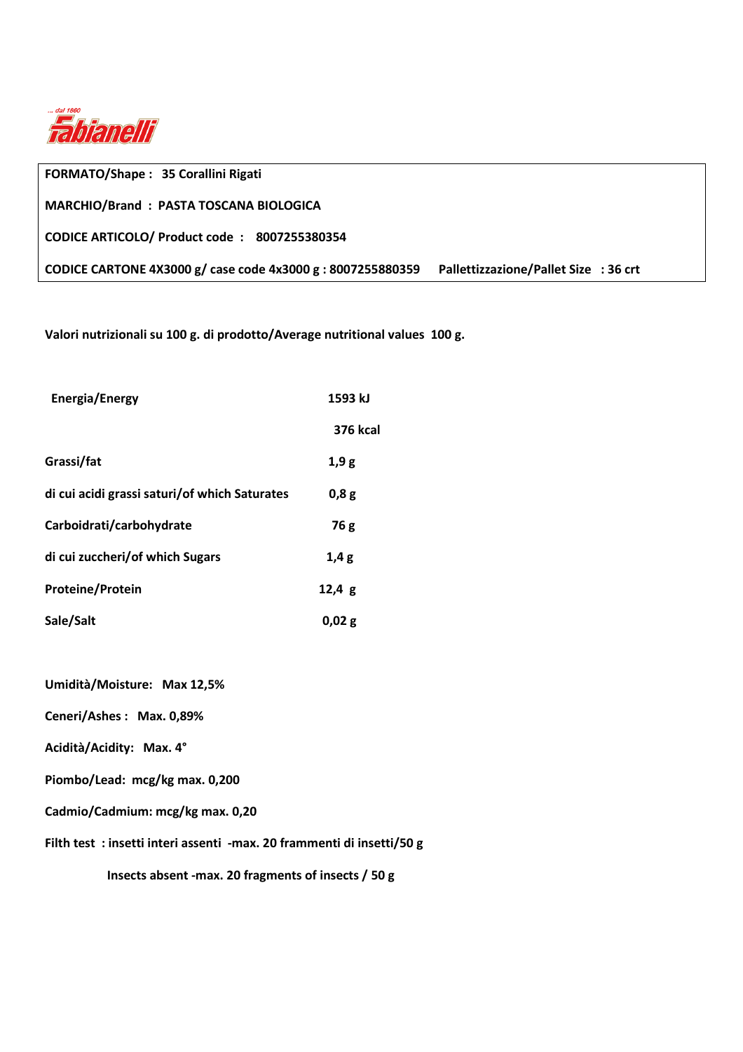... dal 1860 **Fabianelli**

**FORMATO/Shape : 35 Corallini Rigati**

**MARCHIO/Brand : PASTA TOSCANA BIOLOGICA**

**CODICE ARTICOLO/ Product code : 8007255380354**

**CODICE CARTONE 4X3000 g/ case code 4x3000 g : 8007255880359 Pallettizzazione/Pallet Size : 36 crt**

**Valori nutrizionali su 100 g. di prodotto/Average nutritional values 100 g.**

| | |
|---|---|
| **Energia/Energy** | **1593 kJ** |
| | **376 kcal** |
| **Grassi/fat** | **1,9 g** |
| **di cui acidi grassi saturi/of which Saturates** | **0,8 g** |
| **Carboidrati/carbohydrate** | **76 g** |
| **di cui zuccheri/of which Sugars** | **1,4 g** |
| **Proteine/Protein** | **12,4 g** |
| **Sale/Salt** | **0,02 g** |

**Umidità/Moisture: Max 12,5%**

**Ceneri/Ashes : Max. 0,89%**

**Acidità/Acidity: Max. 4°**

**Piombo/Lead: mcg/kg max. 0,200**

**Cadmio/Cadmium: mcg/kg max. 0,20**

**Filth test : insetti interi assenti -max. 20 frammenti di insetti/50 g**

**Insects absent -max. 20 fragments of insects / 50 g**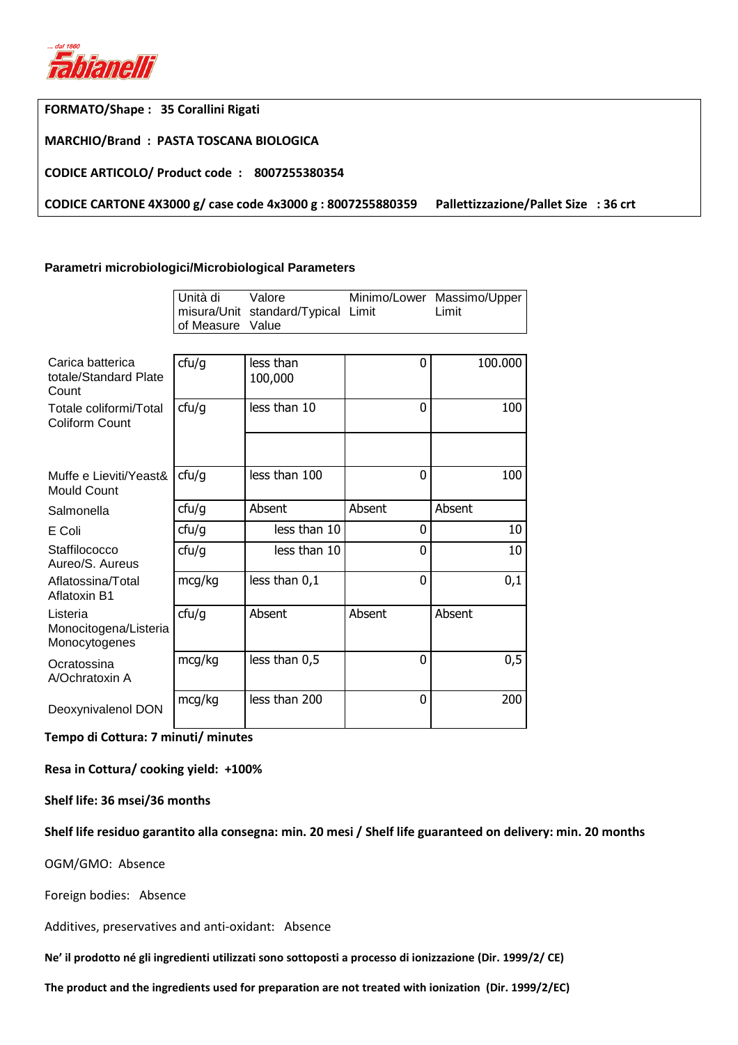... dal 1860 **Fabianelli**

**FORMATO/Shape : 35 Corallini Rigati**

**MARCHIO/Brand : PASTA TOSCANA BIOLOGICA**

**CODICE ARTICOLO/ Product code : 8007255380354**

**CODICE CARTONE 4X3000 g/ case code 4x3000 g : 8007255880359 Pallettizzazione/Pallet Size : 36 crt**

**Parametri microbiologici/Microbiological Parameters**

| | Unità di misura/Unit of Measure | Valore standard/Typical Value | Minimo/Lower Limit | Massimo/Upper Limit |
|---|---|---|---|---|
| Carica batterica totale/Standard Plate Count | cfu/g | less than 100,000 | 0 | 100.000 |
| Totale coliformi/Total Coliform Count | cfu/g | less than 10 | 0 | 100 |
| | | | | |
| Muffe e Lieviti/Yeast& Mould Count | cfu/g | less than 100 | 0 | 100 |
| Salmonella | cfu/g | Absent | Absent | Absent |
| E Coli | cfu/g | less than 10 | 0 | 10 |
| Staffilococco Aureo/S. Aureus | cfu/g | less than 10 | 0 | 10 |
| Aflatossina/Total Aflatoxin B1 | mcg/kg | less than 0,1 | 0 | 0,1 |
| Listeria Monocitogena/Listeria Monocytogenes | cfu/g | Absent | Absent | Absent |
| Ocratossina A/Ochratoxin A | mcg/kg | less than 0,5 | 0 | 0,5 |
| Deoxynivalenol DON | mcg/kg | less than 200 | 0 | 200 |

**Tempo di Cottura: 7 minuti/ minutes**

**Resa in Cottura/ cooking yield: +100%**

**Shelf life: 36 msei/36 months**

**Shelf life residuo garantito alla consegna: min. 20 mesi / Shelf life guaranteed on delivery: min. 20 months**

OGM/GMO: Absence

Foreign bodies: Absence

Additives, preservatives and anti-oxidant: Absence

**Ne' il prodotto né gli ingredienti utilizzati sono sottoposti a processo di ionizzazione (Dir. 1999/2/ CE)**

**The product and the ingredients used for preparation are not treated with ionization (Dir. 1999/2/EC)**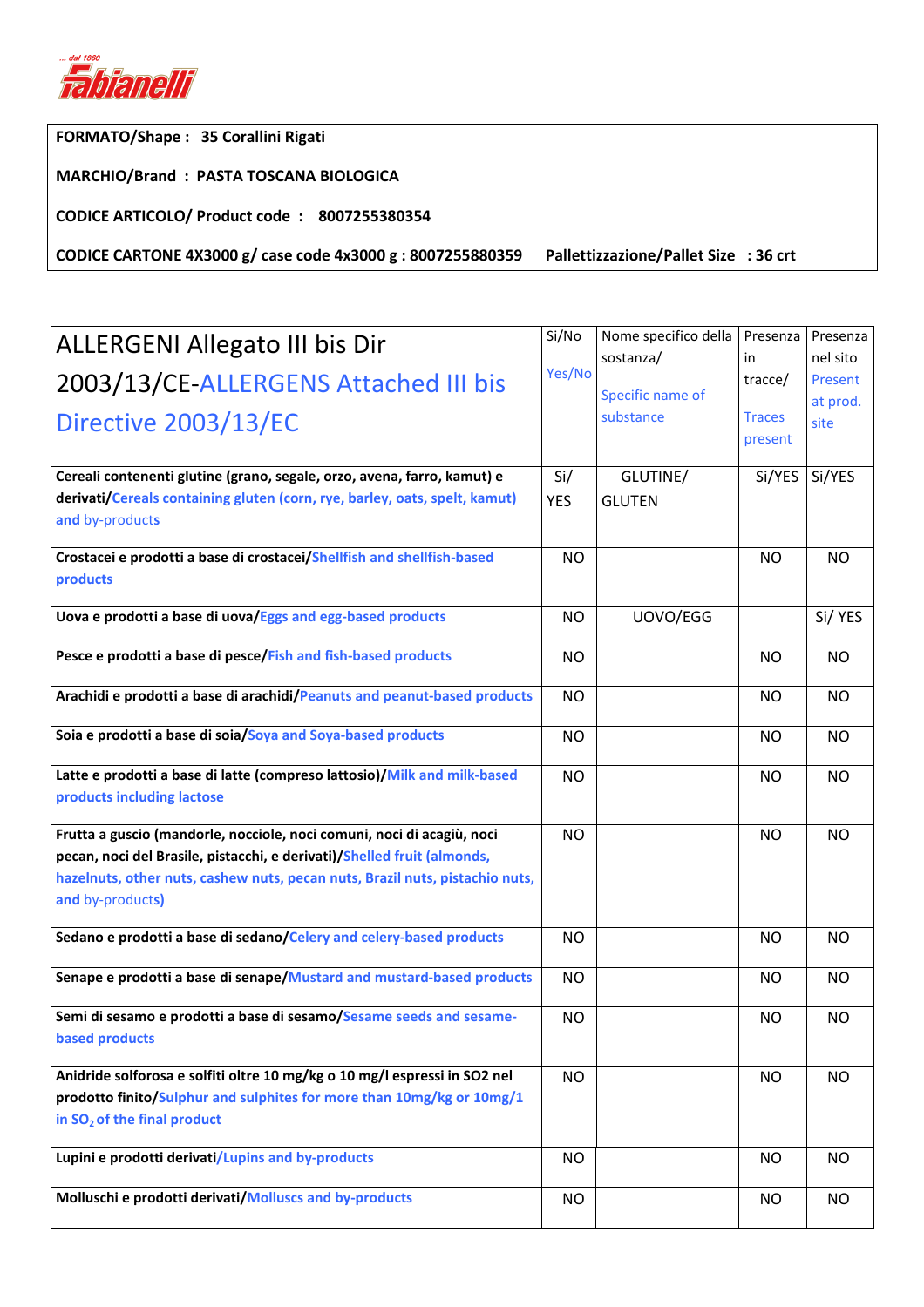**FORMATO/Shape : 35 Corallini Rigati**

**MARCHIO/Brand : PASTA TOSCANA BIOLOGICA**

**CODICE ARTICOLO/ Product code : 8007255380354**

**CODICE CARTONE 4X3000 g/ case code 4x3000 g : 8007255880359 Pallettizzazione/Pallet Size : 36 crt**

| ALLERGENI Allegato III bis Dir 2003/13/CE-ALLERGENS Attached III bis Directive 2003/13/EC | Si/No Yes/No | Nome specifico della sostanza/ Specific name of substance | Presenza in tracce/ Traces present | Presenza nel sito Present at prod. site |
|---|---|---|---|---|
| **Cereali contenenti glutine (grano, segale, orzo, avena, farro, kamut) e derivati/Cereals containing gluten (corn, rye, barley, oats, spelt, kamut) and by-products** | Si/ YES | GLUTINE/ GLUTEN | Si/YES | Si/YES |
| **Crostacei e prodotti a base di crostacei/Shellfish and shellfish-based products** | NO | | NO | NO |
| **Uova e prodotti a base di uova/Eggs and egg-based products** | NO | UOVO/EGG | | Si/ YES |
| **Pesce e prodotti a base di pesce/Fish and fish-based products** | NO | | NO | NO |
| **Arachidi e prodotti a base di arachidi/Peanuts and peanut-based products** | NO | | NO | NO |
| **Soia e prodotti a base di soia/Soya and Soya-based products** | NO | | NO | NO |
| **Latte e prodotti a base di latte (compreso lattosio)/Milk and milk-based products including lactose** | NO | | NO | NO |
| **Frutta a guscio (mandorle, nocciole, noci comuni, noci di acagiù, noci pecan, noci del Brasile, pistacchi, e derivati)/Shelled fruit (almonds, hazelnuts, other nuts, cashew nuts, pecan nuts, Brazil nuts, pistachio nuts, and by-products)** | NO | | NO | NO |
| **Sedano e prodotti a base di sedano/Celery and celery-based products** | NO | | NO | NO |
| **Senape e prodotti a base di senape/Mustard and mustard-based products** | NO | | NO | NO |
| **Semi di sesamo e prodotti a base di sesamo/Sesame seeds and sesame-based products** | NO | | NO | NO |
| **Anidride solforosa e solfiti oltre 10 mg/kg o 10 mg/l espressi in SO2 nel prodotto finito/Sulphur and sulphites for more than 10mg/kg or 10mg/1 in $SO_2$ of the final product** | NO | | NO | NO |
| **Lupini e prodotti derivati/Lupins and by-products** | NO | | NO | NO |
| **Molluschi e prodotti derivati/Molluscs and by-products** | NO | | NO | NO |